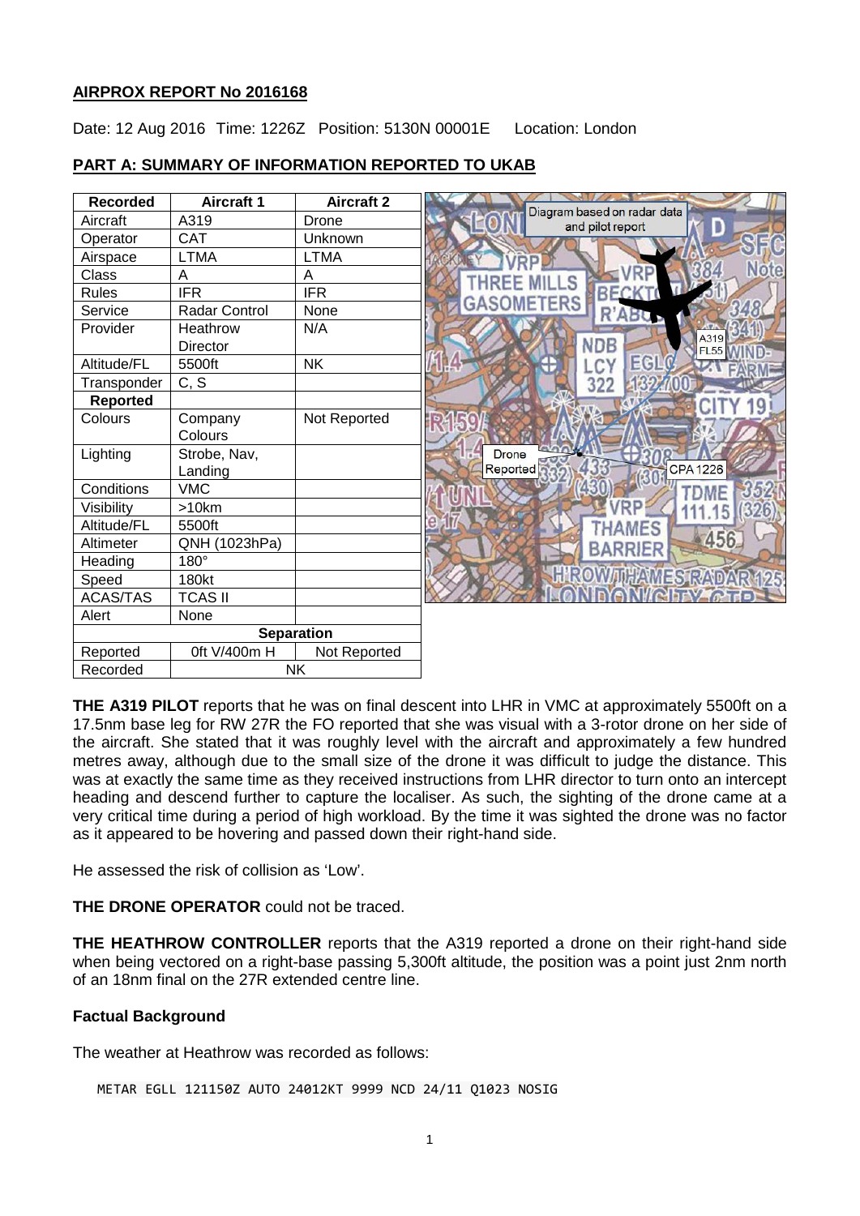**AIRPROX REPORT No 2016168**

Date: 12 Aug 2016 Time: 1226Z Position: 5130N 00001E Location: London

**PART A: SUMMARY OF INFORMATION REPORTED TO UKAB**

| Recorded | Aircraft 1 | Aircraft 2 |
|---|---|---|
| Aircraft | A319 | Drone |
| Operator | CAT | Unknown |
| Airspace | LTMA | LTMA |
| Class | A | A |
| Rules | IFR | IFR |
| Service | Radar Control | None |
| Provider | Heathrow Director | N/A |
| Altitude/FL | 5500ft | NK |
| Transponder | C, S | |
| **Reported** | | |
| Colours | Company Colours | Not Reported |
| Lighting | Strobe, Nav, Landing | |
| Conditions | VMC | |
| Visibility | >10km | |
| Altitude/FL | 5500ft | |
| Altimeter | QNH (1023hPa) | |
| Heading | 180° | |
| Speed | 180kt | |
| ACAS/TAS | TCAS II | |
| Alert | None | |
| **Separation** | | |
| Reported | 0ft V/400m H | Not Reported |
| Recorded | NK | |

Diagram based on radar data and pilot report

**THE A319 PILOT** reports that he was on final descent into LHR in VMC at approximately 5500ft on a 17.5nm base leg for RW 27R the FO reported that she was visual with a 3-rotor drone on her side of the aircraft. She stated that it was roughly level with the aircraft and approximately a few hundred metres away, although due to the small size of the drone it was difficult to judge the distance. This was at exactly the same time as they received instructions from LHR director to turn onto an intercept heading and descend further to capture the localiser. As such, the sighting of the drone came at a very critical time during a period of high workload. By the time it was sighted the drone was no factor as it appeared to be hovering and passed down their right-hand side.

He assessed the risk of collision as 'Low'.

**THE DRONE OPERATOR** could not be traced.

**THE HEATHROW CONTROLLER** reports that the A319 reported a drone on their right-hand side when being vectored on a right-base passing 5,300ft altitude, the position was a point just 2nm north of an 18nm final on the 27R extended centre line.

### Factual Background

The weather at Heathrow was recorded as follows:

```
METAR EGLL 121150Z AUTO 24012KT 9999 NCD 24/11 Q1023 NOSIG
```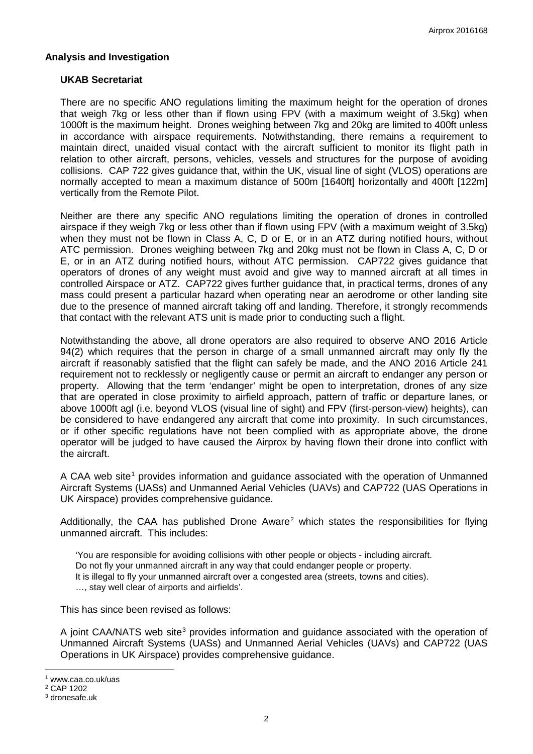## Analysis and Investigation

### UKAB Secretariat

There are no specific ANO regulations limiting the maximum height for the operation of drones that weigh 7kg or less other than if flown using FPV (with a maximum weight of 3.5kg) when 1000ft is the maximum height. Drones weighing between 7kg and 20kg are limited to 400ft unless in accordance with airspace requirements. Notwithstanding, there remains a requirement to maintain direct, unaided visual contact with the aircraft sufficient to monitor its flight path in relation to other aircraft, persons, vehicles, vessels and structures for the purpose of avoiding collisions. CAP 722 gives guidance that, within the UK, visual line of sight (VLOS) operations are normally accepted to mean a maximum distance of 500m [1640ft] horizontally and 400ft [122m] vertically from the Remote Pilot.

Neither are there any specific ANO regulations limiting the operation of drones in controlled airspace if they weigh 7kg or less other than if flown using FPV (with a maximum weight of 3.5kg) when they must not be flown in Class A, C, D or E, or in an ATZ during notified hours, without ATC permission. Drones weighing between 7kg and 20kg must not be flown in Class A, C, D or E, or in an ATZ during notified hours, without ATC permission. CAP722 gives guidance that operators of drones of any weight must avoid and give way to manned aircraft at all times in controlled Airspace or ATZ. CAP722 gives further guidance that, in practical terms, drones of any mass could present a particular hazard when operating near an aerodrome or other landing site due to the presence of manned aircraft taking off and landing. Therefore, it strongly recommends that contact with the relevant ATS unit is made prior to conducting such a flight.

Notwithstanding the above, all drone operators are also required to observe ANO 2016 Article 94(2) which requires that the person in charge of a small unmanned aircraft may only fly the aircraft if reasonably satisfied that the flight can safely be made, and the ANO 2016 Article 241 requirement not to recklessly or negligently cause or permit an aircraft to endanger any person or property. Allowing that the term 'endanger' might be open to interpretation, drones of any size that are operated in close proximity to airfield approach, pattern of traffic or departure lanes, or above 1000ft agl (i.e. beyond VLOS (visual line of sight) and FPV (first-person-view) heights), can be considered to have endangered any aircraft that come into proximity. In such circumstances, or if other specific regulations have not been complied with as appropriate above, the drone operator will be judged to have caused the Airprox by having flown their drone into conflict with the aircraft.

A CAA web site[1] provides information and guidance associated with the operation of Unmanned Aircraft Systems (UASs) and Unmanned Aerial Vehicles (UAVs) and CAP722 (UAS Operations in UK Airspace) provides comprehensive guidance.

Additionally, the CAA has published Drone Aware[2] which states the responsibilities for flying unmanned aircraft. This includes:

> 'You are responsible for avoiding collisions with other people or objects - including aircraft.
> Do not fly your unmanned aircraft in any way that could endanger people or property.
> It is illegal to fly your unmanned aircraft over a congested area (streets, towns and cities).
> …, stay well clear of airports and airfields'.

This has since been revised as follows:

A joint CAA/NATS web site[3] provides information and guidance associated with the operation of Unmanned Aircraft Systems (UASs) and Unmanned Aerial Vehicles (UAVs) and CAP722 (UAS Operations in UK Airspace) provides comprehensive guidance.

---

[1] www.caa.co.uk/uas
[2] CAP 1202
[3] dronesafe.uk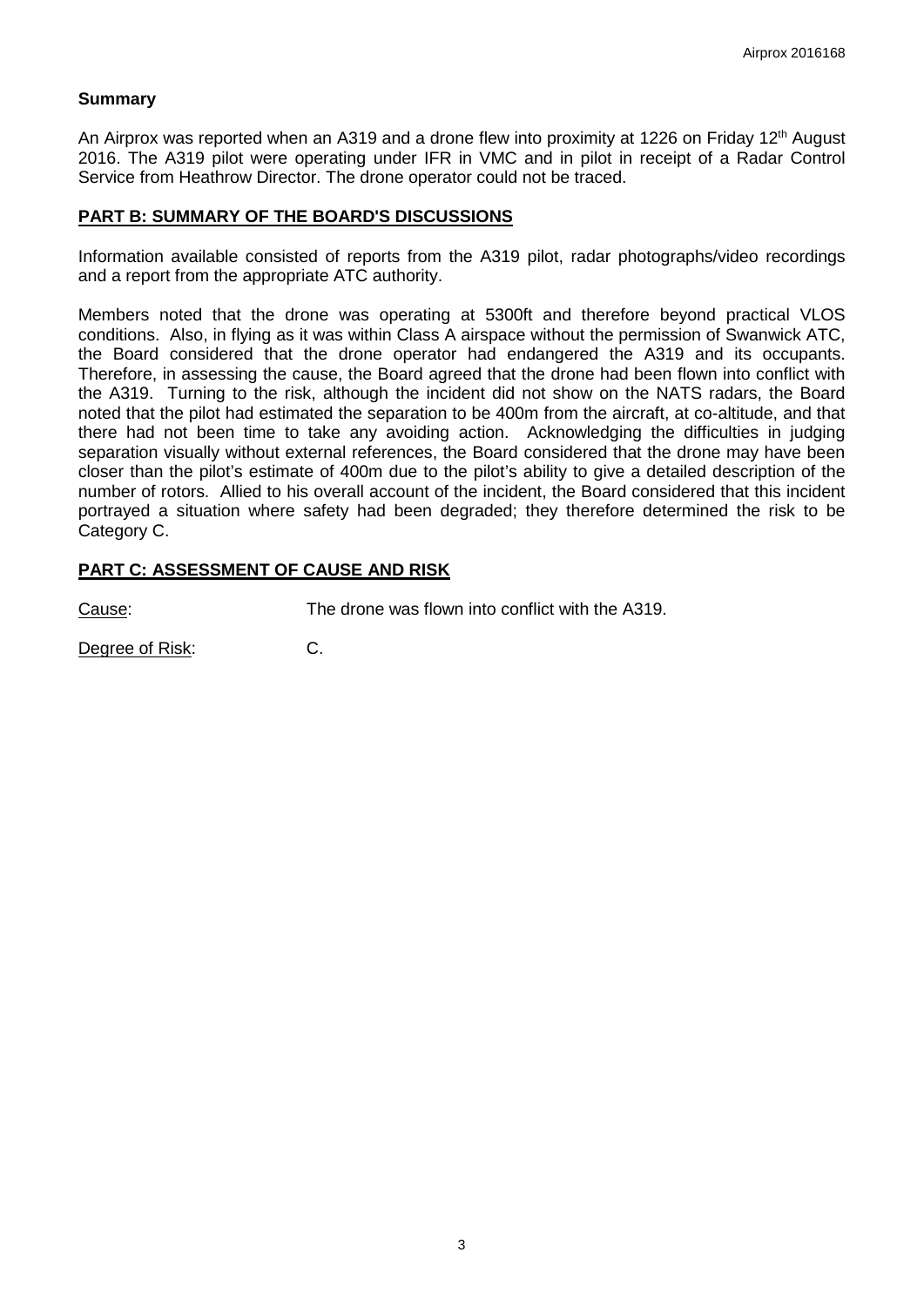**Summary**

An Airprox was reported when an A319 and a drone flew into proximity at 1226 on Friday 12th August 2016. The A319 pilot were operating under IFR in VMC and in pilot in receipt of a Radar Control Service from Heathrow Director. The drone operator could not be traced.

**PART B: SUMMARY OF THE BOARD'S DISCUSSIONS**

Information available consisted of reports from the A319 pilot, radar photographs/video recordings and a report from the appropriate ATC authority.

Members noted that the drone was operating at 5300ft and therefore beyond practical VLOS conditions. Also, in flying as it was within Class A airspace without the permission of Swanwick ATC, the Board considered that the drone operator had endangered the A319 and its occupants. Therefore, in assessing the cause, the Board agreed that the drone had been flown into conflict with the A319. Turning to the risk, although the incident did not show on the NATS radars, the Board noted that the pilot had estimated the separation to be 400m from the aircraft, at co-altitude, and that there had not been time to take any avoiding action. Acknowledging the difficulties in judging separation visually without external references, the Board considered that the drone may have been closer than the pilot's estimate of 400m due to the pilot's ability to give a detailed description of the number of rotors. Allied to his overall account of the incident, the Board considered that this incident portrayed a situation where safety had been degraded; they therefore determined the risk to be Category C.

**PART C: ASSESSMENT OF CAUSE AND RISK**

Cause: The drone was flown into conflict with the A319.

Degree of Risk: C.